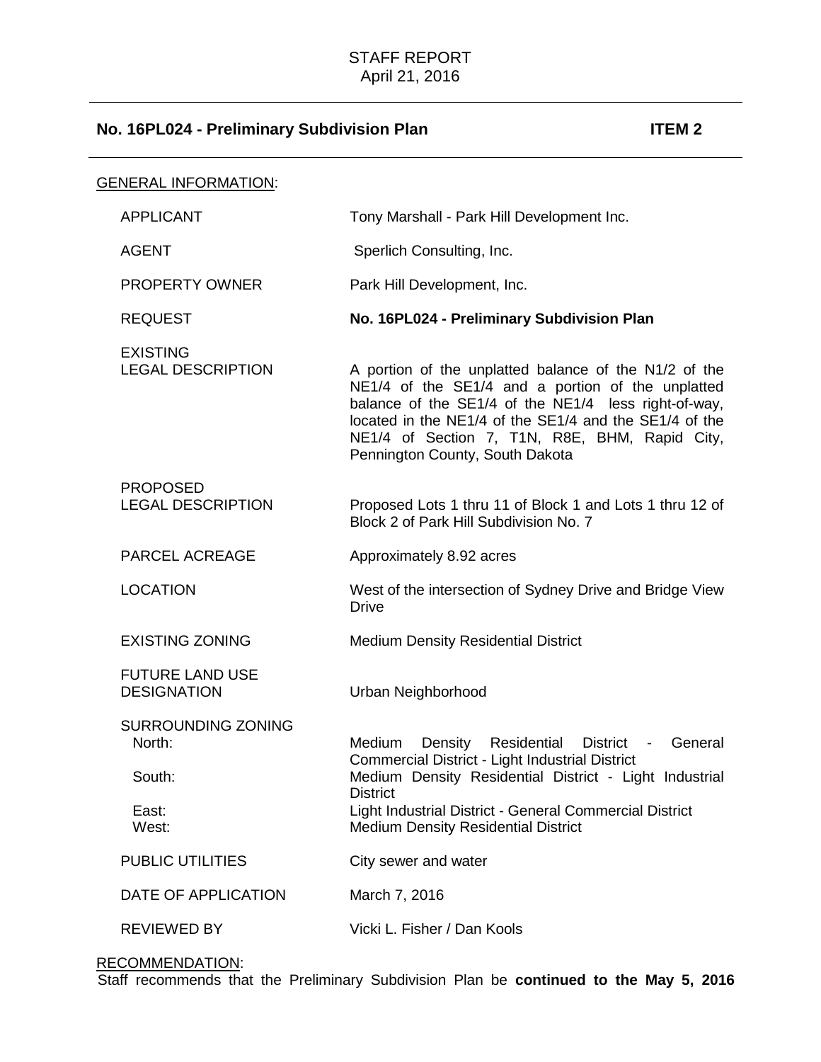STAFF REPORT
April 21, 2016

## No. 16PL024 - Preliminary Subdivision Plan — ITEM 2

GENERAL INFORMATION:

| | |
|---|---|
| APPLICANT | Tony Marshall - Park Hill Development Inc. |
| AGENT | Sperlich Consulting, Inc. |
| PROPERTY OWNER | Park Hill Development, Inc. |
| REQUEST | **No. 16PL024 - Preliminary Subdivision Plan** |
| EXISTING LEGAL DESCRIPTION | A portion of the unplatted balance of the N1/2 of the NE1/4 of the SE1/4 and a portion of the unplatted balance of the SE1/4 of the NE1/4 less right-of-way, located in the NE1/4 of the SE1/4 and the SE1/4 of the NE1/4 of Section 7, T1N, R8E, BHM, Rapid City, Pennington County, South Dakota |
| PROPOSED LEGAL DESCRIPTION | Proposed Lots 1 thru 11 of Block 1 and Lots 1 thru 12 of Block 2 of Park Hill Subdivision No. 7 |
| PARCEL ACREAGE | Approximately 8.92 acres |
| LOCATION | West of the intersection of Sydney Drive and Bridge View Drive |
| EXISTING ZONING | Medium Density Residential District |
| FUTURE LAND USE DESIGNATION | Urban Neighborhood |
| SURROUNDING ZONING | |
| North: | Medium Density Residential District - General Commercial District - Light Industrial District |
| South: | Medium Density Residential District - Light Industrial District |
| East: | Light Industrial District - General Commercial District |
| West: | Medium Density Residential District |
| PUBLIC UTILITIES | City sewer and water |
| DATE OF APPLICATION | March 7, 2016 |
| REVIEWED BY | Vicki L. Fisher / Dan Kools |

RECOMMENDATION:
Staff recommends that the Preliminary Subdivision Plan be **continued to the May 5, 2016**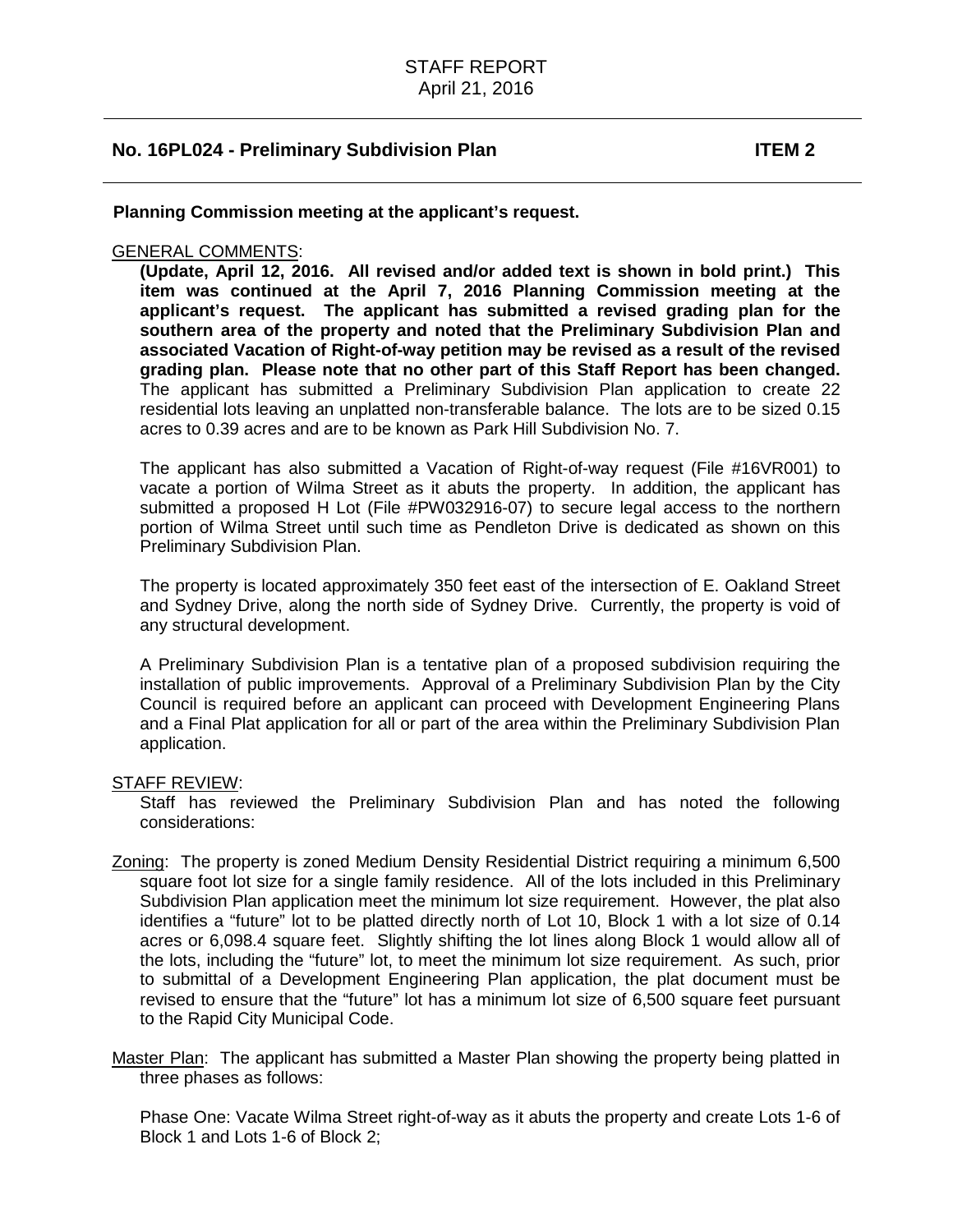## No. 16PL024 - Preliminary Subdivision Plan ITEM 2

**Planning Commission meeting at the applicant's request.**

GENERAL COMMENTS:

**(Update, April 12, 2016. All revised and/or added text is shown in bold print.) This item was continued at the April 7, 2016 Planning Commission meeting at the applicant's request. The applicant has submitted a revised grading plan for the southern area of the property and noted that the Preliminary Subdivision Plan and associated Vacation of Right-of-way petition may be revised as a result of the revised grading plan. Please note that no other part of this Staff Report has been changed.** The applicant has submitted a Preliminary Subdivision Plan application to create 22 residential lots leaving an unplatted non-transferable balance. The lots are to be sized 0.15 acres to 0.39 acres and are to be known as Park Hill Subdivision No. 7.

The applicant has also submitted a Vacation of Right-of-way request (File #16VR001) to vacate a portion of Wilma Street as it abuts the property. In addition, the applicant has submitted a proposed H Lot (File #PW032916-07) to secure legal access to the northern portion of Wilma Street until such time as Pendleton Drive is dedicated as shown on this Preliminary Subdivision Plan.

The property is located approximately 350 feet east of the intersection of E. Oakland Street and Sydney Drive, along the north side of Sydney Drive. Currently, the property is void of any structural development.

A Preliminary Subdivision Plan is a tentative plan of a proposed subdivision requiring the installation of public improvements. Approval of a Preliminary Subdivision Plan by the City Council is required before an applicant can proceed with Development Engineering Plans and a Final Plat application for all or part of the area within the Preliminary Subdivision Plan application.

STAFF REVIEW:

Staff has reviewed the Preliminary Subdivision Plan and has noted the following considerations:

Zoning: The property is zoned Medium Density Residential District requiring a minimum 6,500 square foot lot size for a single family residence. All of the lots included in this Preliminary Subdivision Plan application meet the minimum lot size requirement. However, the plat also identifies a "future" lot to be platted directly north of Lot 10, Block 1 with a lot size of 0.14 acres or 6,098.4 square feet. Slightly shifting the lot lines along Block 1 would allow all of the lots, including the "future" lot, to meet the minimum lot size requirement. As such, prior to submittal of a Development Engineering Plan application, the plat document must be revised to ensure that the "future" lot has a minimum lot size of 6,500 square feet pursuant to the Rapid City Municipal Code.

Master Plan: The applicant has submitted a Master Plan showing the property being platted in three phases as follows:

Phase One: Vacate Wilma Street right-of-way as it abuts the property and create Lots 1-6 of Block 1 and Lots 1-6 of Block 2;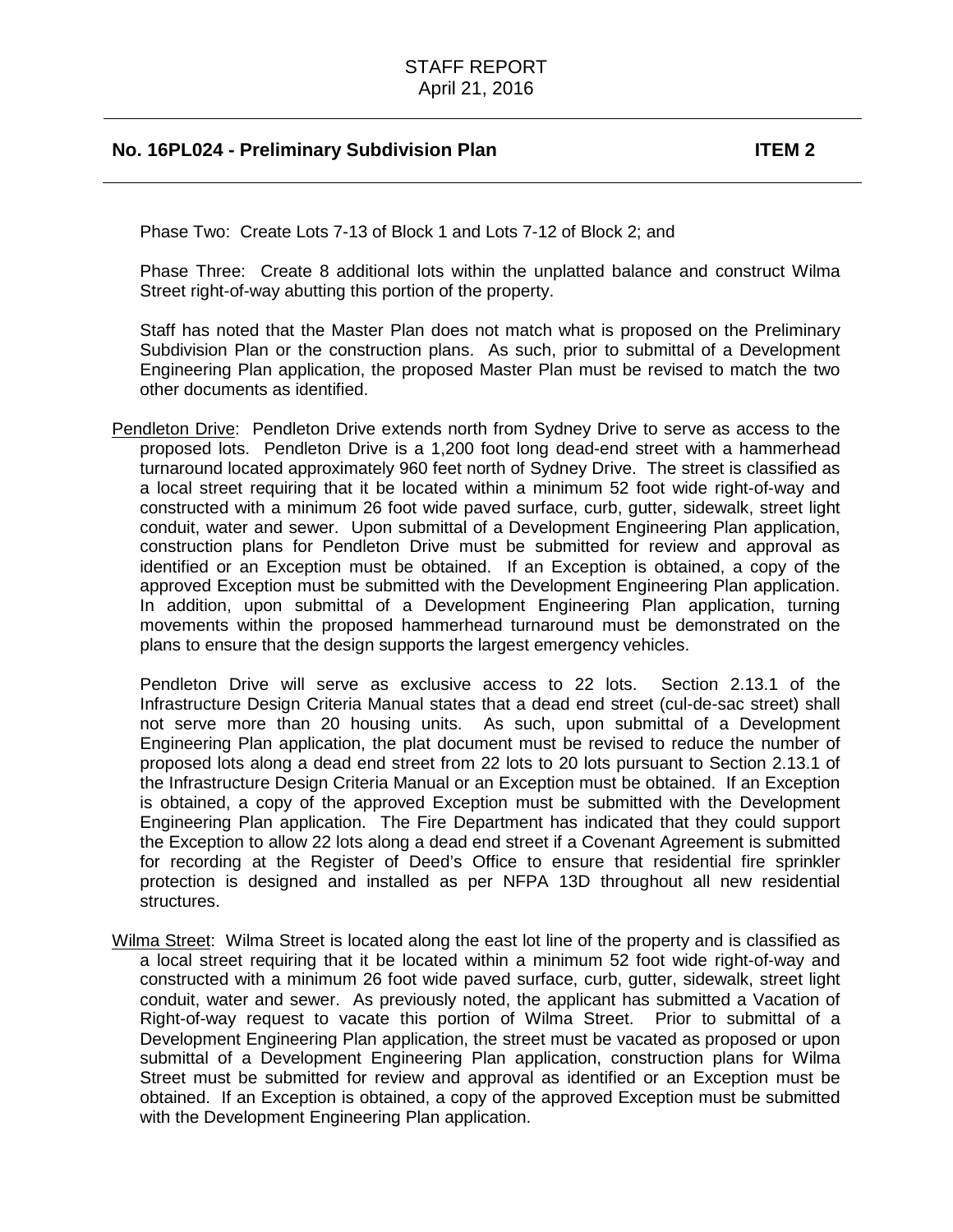Phase Two: Create Lots 7-13 of Block 1 and Lots 7-12 of Block 2; and

Phase Three: Create 8 additional lots within the unplatted balance and construct Wilma Street right-of-way abutting this portion of the property.

Staff has noted that the Master Plan does not match what is proposed on the Preliminary Subdivision Plan or the construction plans. As such, prior to submittal of a Development Engineering Plan application, the proposed Master Plan must be revised to match the two other documents as identified.

Pendleton Drive: Pendleton Drive extends north from Sydney Drive to serve as access to the proposed lots. Pendleton Drive is a 1,200 foot long dead-end street with a hammerhead turnaround located approximately 960 feet north of Sydney Drive. The street is classified as a local street requiring that it be located within a minimum 52 foot wide right-of-way and constructed with a minimum 26 foot wide paved surface, curb, gutter, sidewalk, street light conduit, water and sewer. Upon submittal of a Development Engineering Plan application, construction plans for Pendleton Drive must be submitted for review and approval as identified or an Exception must be obtained. If an Exception is obtained, a copy of the approved Exception must be submitted with the Development Engineering Plan application. In addition, upon submittal of a Development Engineering Plan application, turning movements within the proposed hammerhead turnaround must be demonstrated on the plans to ensure that the design supports the largest emergency vehicles.

Pendleton Drive will serve as exclusive access to 22 lots. Section 2.13.1 of the Infrastructure Design Criteria Manual states that a dead end street (cul-de-sac street) shall not serve more than 20 housing units. As such, upon submittal of a Development Engineering Plan application, the plat document must be revised to reduce the number of proposed lots along a dead end street from 22 lots to 20 lots pursuant to Section 2.13.1 of the Infrastructure Design Criteria Manual or an Exception must be obtained. If an Exception is obtained, a copy of the approved Exception must be submitted with the Development Engineering Plan application. The Fire Department has indicated that they could support the Exception to allow 22 lots along a dead end street if a Covenant Agreement is submitted for recording at the Register of Deed's Office to ensure that residential fire sprinkler protection is designed and installed as per NFPA 13D throughout all new residential structures.

Wilma Street: Wilma Street is located along the east lot line of the property and is classified as a local street requiring that it be located within a minimum 52 foot wide right-of-way and constructed with a minimum 26 foot wide paved surface, curb, gutter, sidewalk, street light conduit, water and sewer. As previously noted, the applicant has submitted a Vacation of Right-of-way request to vacate this portion of Wilma Street. Prior to submittal of a Development Engineering Plan application, the street must be vacated as proposed or upon submittal of a Development Engineering Plan application, construction plans for Wilma Street must be submitted for review and approval as identified or an Exception must be obtained. If an Exception is obtained, a copy of the approved Exception must be submitted with the Development Engineering Plan application.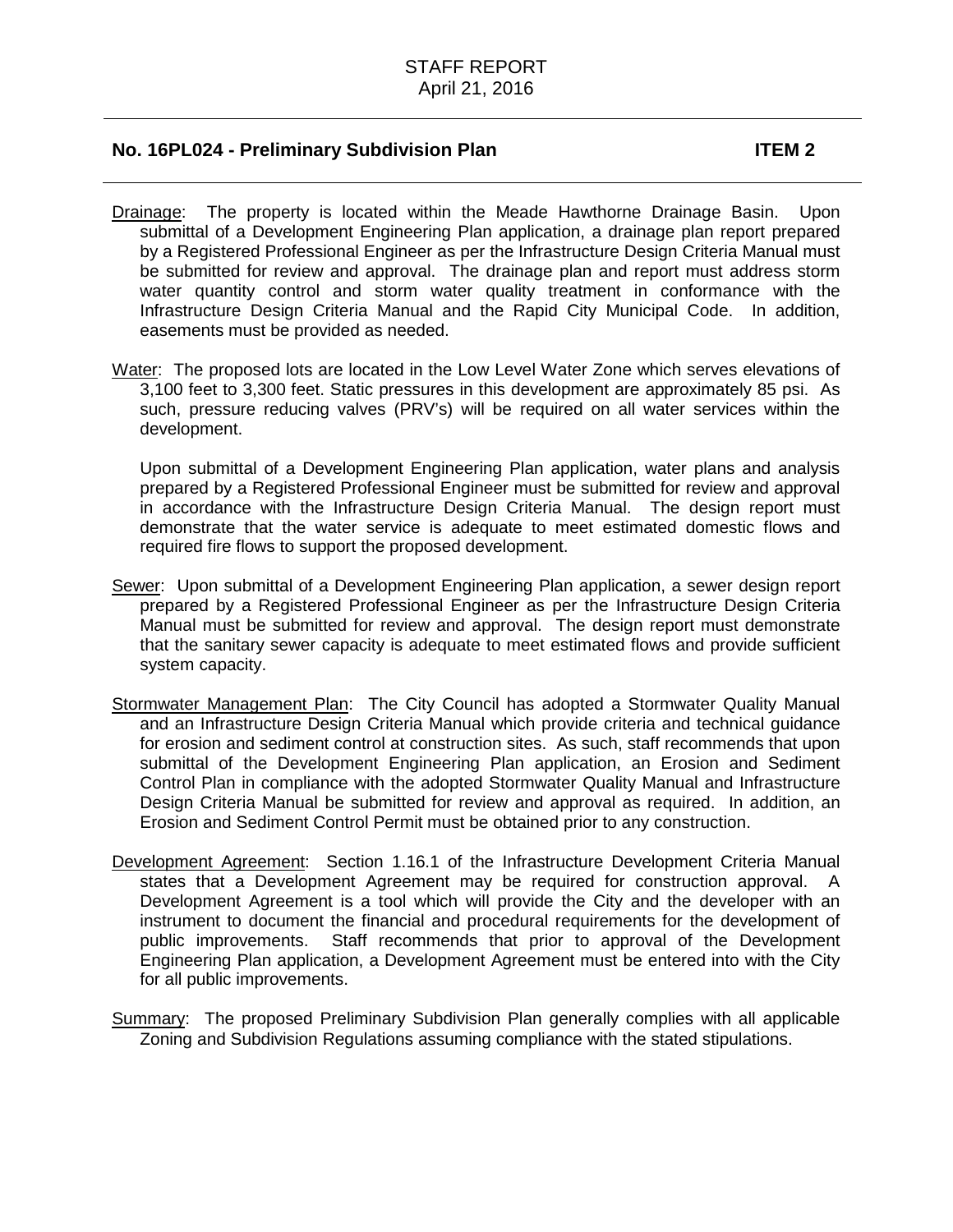Drainage: The property is located within the Meade Hawthorne Drainage Basin. Upon submittal of a Development Engineering Plan application, a drainage plan report prepared by a Registered Professional Engineer as per the Infrastructure Design Criteria Manual must be submitted for review and approval. The drainage plan and report must address storm water quantity control and storm water quality treatment in conformance with the Infrastructure Design Criteria Manual and the Rapid City Municipal Code. In addition, easements must be provided as needed.

Water: The proposed lots are located in the Low Level Water Zone which serves elevations of 3,100 feet to 3,300 feet. Static pressures in this development are approximately 85 psi. As such, pressure reducing valves (PRV's) will be required on all water services within the development.

Upon submittal of a Development Engineering Plan application, water plans and analysis prepared by a Registered Professional Engineer must be submitted for review and approval in accordance with the Infrastructure Design Criteria Manual. The design report must demonstrate that the water service is adequate to meet estimated domestic flows and required fire flows to support the proposed development.

Sewer: Upon submittal of a Development Engineering Plan application, a sewer design report prepared by a Registered Professional Engineer as per the Infrastructure Design Criteria Manual must be submitted for review and approval. The design report must demonstrate that the sanitary sewer capacity is adequate to meet estimated flows and provide sufficient system capacity.

Stormwater Management Plan: The City Council has adopted a Stormwater Quality Manual and an Infrastructure Design Criteria Manual which provide criteria and technical guidance for erosion and sediment control at construction sites. As such, staff recommends that upon submittal of the Development Engineering Plan application, an Erosion and Sediment Control Plan in compliance with the adopted Stormwater Quality Manual and Infrastructure Design Criteria Manual be submitted for review and approval as required. In addition, an Erosion and Sediment Control Permit must be obtained prior to any construction.

Development Agreement: Section 1.16.1 of the Infrastructure Development Criteria Manual states that a Development Agreement may be required for construction approval. A Development Agreement is a tool which will provide the City and the developer with an instrument to document the financial and procedural requirements for the development of public improvements. Staff recommends that prior to approval of the Development Engineering Plan application, a Development Agreement must be entered into with the City for all public improvements.

Summary: The proposed Preliminary Subdivision Plan generally complies with all applicable Zoning and Subdivision Regulations assuming compliance with the stated stipulations.